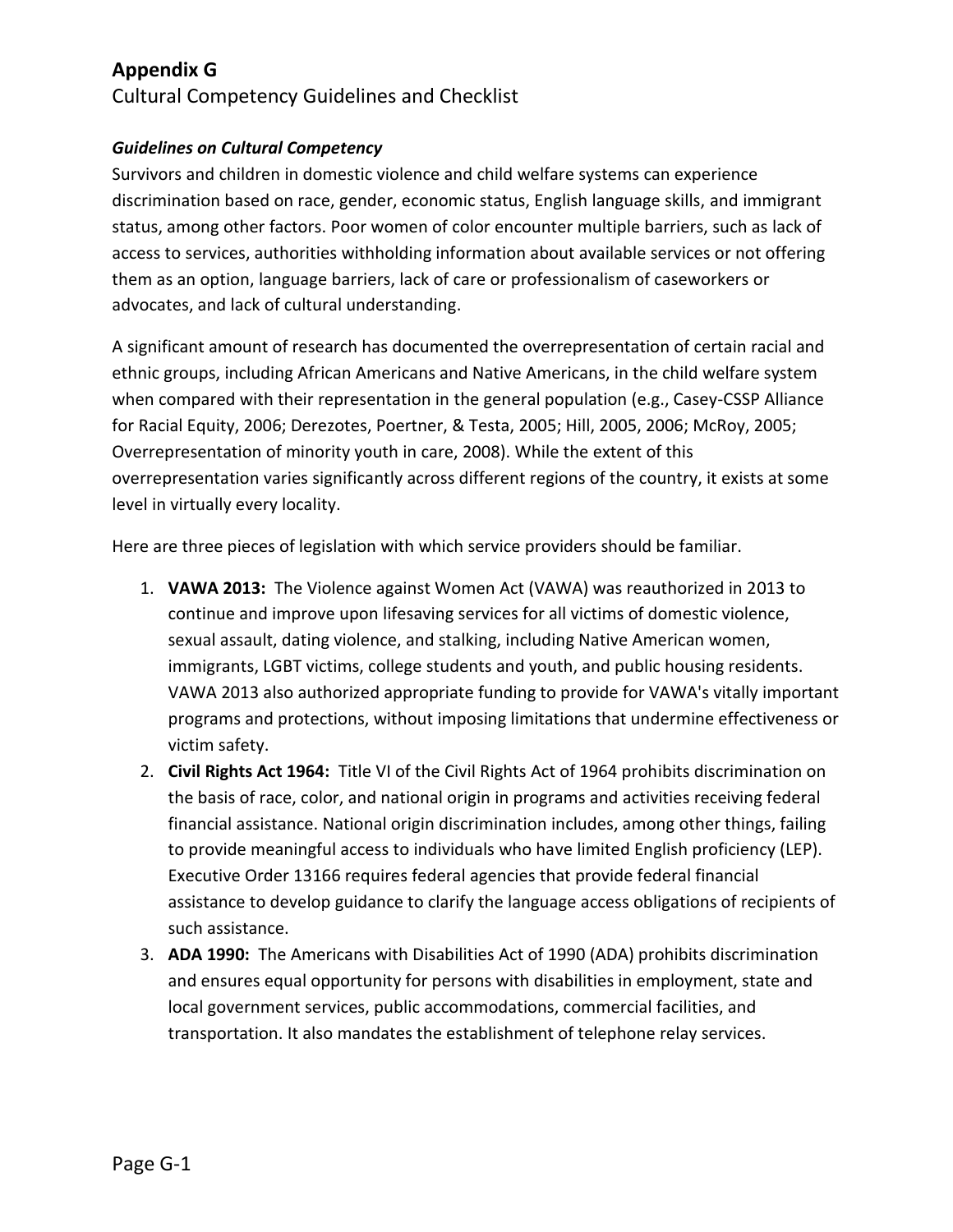# Appendix G

## Cultural Competency Guidelines and Checklist

### *Guidelines on Cultural Competency*

Survivors and children in domestic violence and child welfare systems can experience discrimination based on race, gender, economic status, English language skills, and immigrant status, among other factors. Poor women of color encounter multiple barriers, such as lack of access to services, authorities withholding information about available services or not offering them as an option, language barriers, lack of care or professionalism of caseworkers or advocates, and lack of cultural understanding.

A significant amount of research has documented the overrepresentation of certain racial and ethnic groups, including African Americans and Native Americans, in the child welfare system when compared with their representation in the general population (e.g., Casey-CSSP Alliance for Racial Equity, 2006; Derezotes, Poertner, & Testa, 2005; Hill, 2005, 2006; McRoy, 2005; Overrepresentation of minority youth in care, 2008). While the extent of this overrepresentation varies significantly across different regions of the country, it exists at some level in virtually every locality.

Here are three pieces of legislation with which service providers should be familiar.

1. **VAWA 2013:** The Violence against Women Act (VAWA) was reauthorized in 2013 to continue and improve upon lifesaving services for all victims of domestic violence, sexual assault, dating violence, and stalking, including Native American women, immigrants, LGBT victims, college students and youth, and public housing residents. VAWA 2013 also authorized appropriate funding to provide for VAWA's vitally important programs and protections, without imposing limitations that undermine effectiveness or victim safety.
2. **Civil Rights Act 1964:** Title VI of the Civil Rights Act of 1964 prohibits discrimination on the basis of race, color, and national origin in programs and activities receiving federal financial assistance. National origin discrimination includes, among other things, failing to provide meaningful access to individuals who have limited English proficiency (LEP). Executive Order 13166 requires federal agencies that provide federal financial assistance to develop guidance to clarify the language access obligations of recipients of such assistance.
3. **ADA 1990:** The Americans with Disabilities Act of 1990 (ADA) prohibits discrimination and ensures equal opportunity for persons with disabilities in employment, state and local government services, public accommodations, commercial facilities, and transportation. It also mandates the establishment of telephone relay services.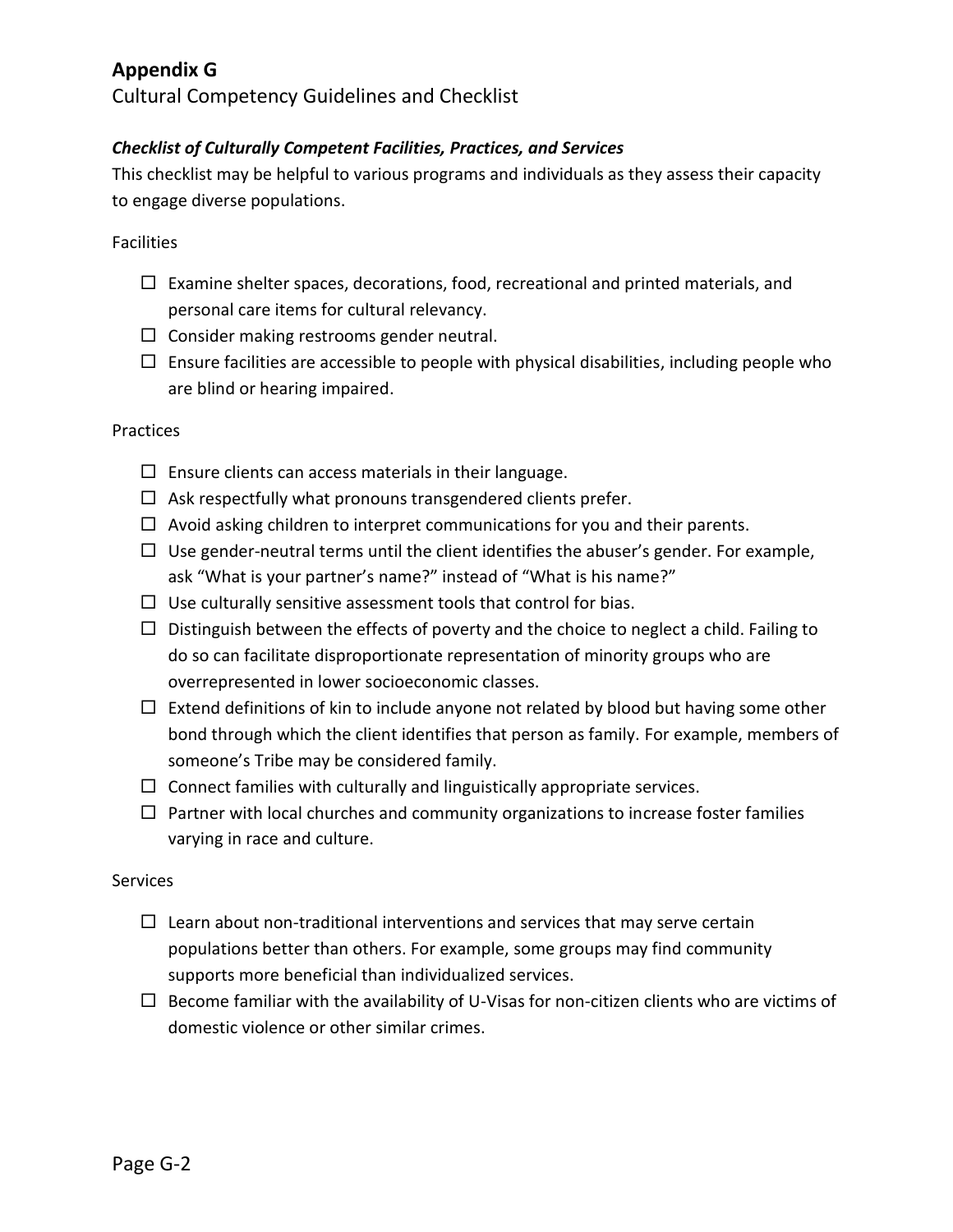# Appendix G

## Cultural Competency Guidelines and Checklist

***Checklist of Culturally Competent Facilities, Practices, and Services***

This checklist may be helpful to various programs and individuals as they assess their capacity to engage diverse populations.

Facilities

- ☐ Examine shelter spaces, decorations, food, recreational and printed materials, and personal care items for cultural relevancy.
- ☐ Consider making restrooms gender neutral.
- ☐ Ensure facilities are accessible to people with physical disabilities, including people who are blind or hearing impaired.

Practices

- ☐ Ensure clients can access materials in their language.
- ☐ Ask respectfully what pronouns transgendered clients prefer.
- ☐ Avoid asking children to interpret communications for you and their parents.
- ☐ Use gender-neutral terms until the client identifies the abuser's gender. For example, ask "What is your partner's name?" instead of "What is his name?"
- ☐ Use culturally sensitive assessment tools that control for bias.
- ☐ Distinguish between the effects of poverty and the choice to neglect a child. Failing to do so can facilitate disproportionate representation of minority groups who are overrepresented in lower socioeconomic classes.
- ☐ Extend definitions of kin to include anyone not related by blood but having some other bond through which the client identifies that person as family. For example, members of someone's Tribe may be considered family.
- ☐ Connect families with culturally and linguistically appropriate services.
- ☐ Partner with local churches and community organizations to increase foster families varying in race and culture.

Services

- ☐ Learn about non-traditional interventions and services that may serve certain populations better than others. For example, some groups may find community supports more beneficial than individualized services.
- ☐ Become familiar with the availability of U-Visas for non-citizen clients who are victims of domestic violence or other similar crimes.